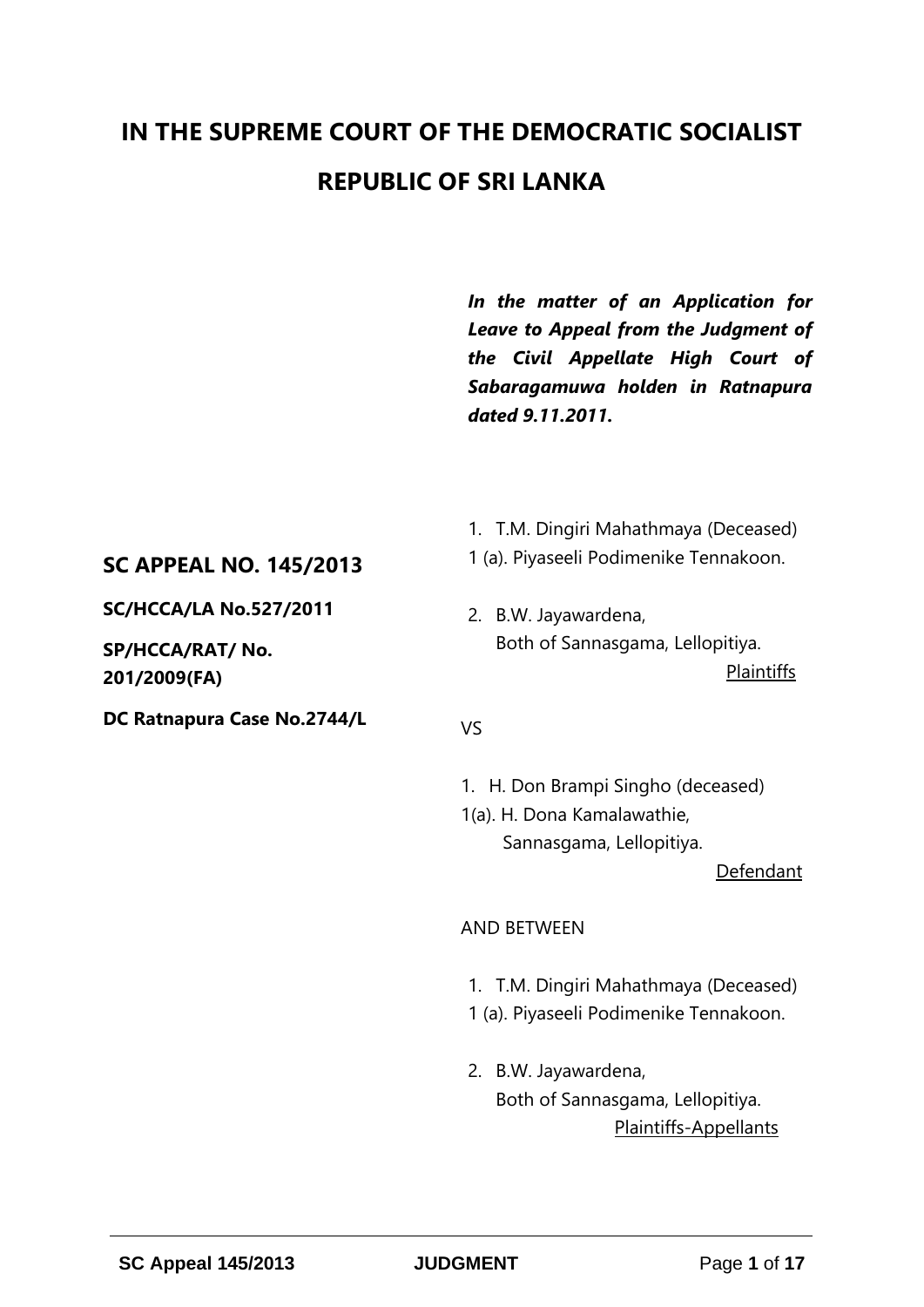# IN THE SUPREME COURT OF THE DEMOCRATIC SOCIALIST REPUBLIC OF SRI LANKA

***In the matter of an Application for Leave to Appeal from the Judgment of the Civil Appellate High Court of Sabaragamuwa holden in Ratnapura dated 9.11.2011.***

## SC APPEAL NO. 145/2013

**SC/HCCA/LA No.527/2011**

**SP/HCCA/RAT/ No. 201/2009(FA)**

**DC Ratnapura Case No.2744/L**

1. T.M. Dingiri Mahathmaya (Deceased)
1 (a). Piyaseeli Podimenike Tennakoon.

2. B.W. Jayawardena,
   Both of Sannasgama, Lellopitiya.

<u>Plaintiffs</u>

VS

1. H. Don Brampi Singho (deceased)
1(a). H. Dona Kamalawathie,
   Sannasgama, Lellopitiya.

<u>Defendant</u>

AND BETWEEN

1. T.M. Dingiri Mahathmaya (Deceased)
1 (a). Piyaseeli Podimenike Tennakoon.

2. B.W. Jayawardena,
   Both of Sannasgama, Lellopitiya.

<u>Plaintiffs-Appellants</u>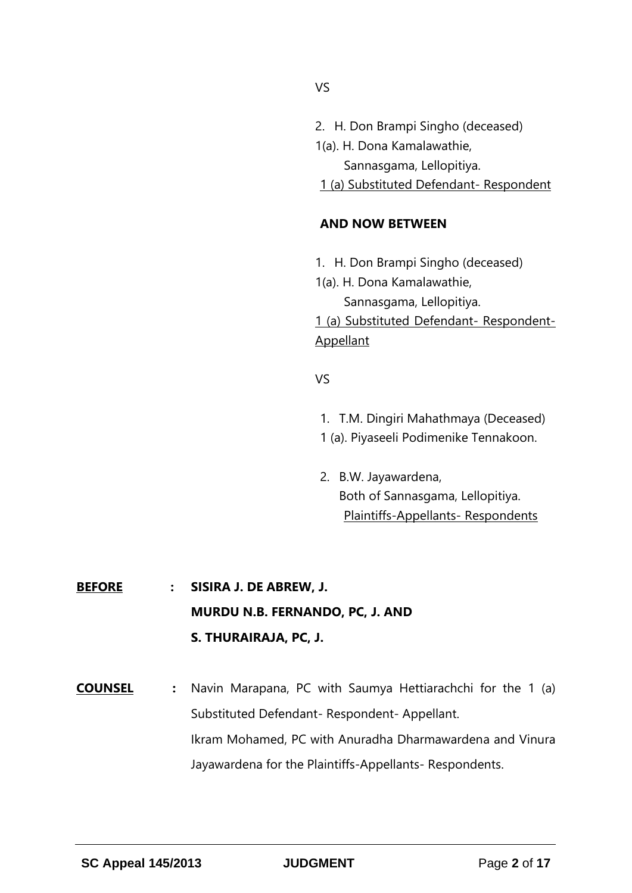VS

2. H. Don Brampi Singho (deceased)

1(a). H. Dona Kamalawathie,
Sannasgama, Lellopitiya.

1 (a) Substituted Defendant- Respondent

**AND NOW BETWEEN**

1. H. Don Brampi Singho (deceased)

1(a). H. Dona Kamalawathie,
Sannasgama, Lellopitiya.

1 (a) Substituted Defendant- Respondent-Appellant

VS

1. T.M. Dingiri Mahathmaya (Deceased)

1 (a). Piyaseeli Podimenike Tennakoon.

2. B.W. Jayawardena,
Both of Sannasgama, Lellopitiya.

Plaintiffs-Appellants- Respondents

**BEFORE** : **SISIRA J. DE ABREW, J.**
**MURDU N.B. FERNANDO, PC, J. AND**
**S. THURAIRAJA, PC, J.**

**COUNSEL** : Navin Marapana, PC with Saumya Hettiarachchi for the 1 (a) Substituted Defendant- Respondent- Appellant.
Ikram Mohamed, PC with Anuradha Dharmawardena and Vinura Jayawardena for the Plaintiffs-Appellants- Respondents.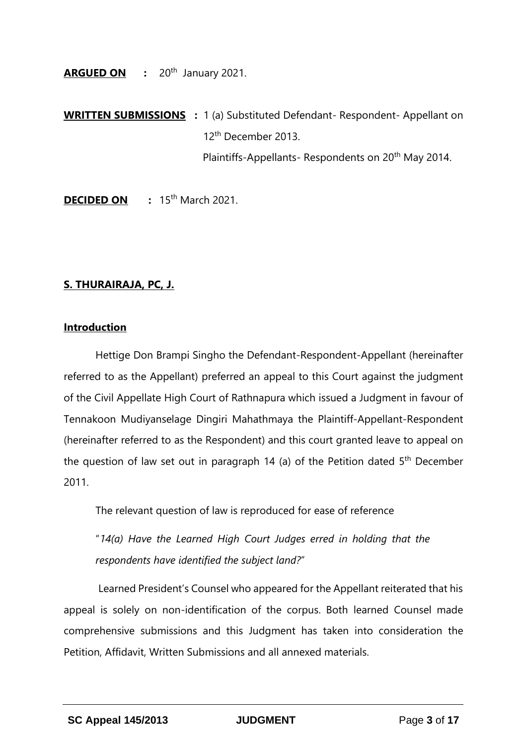**ARGUED ON** : 20th January 2021.

**WRITTEN SUBMISSIONS** : 1 (a) Substituted Defendant- Respondent- Appellant on 12th December 2013.

Plaintiffs-Appellants- Respondents on 20th May 2014.

**DECIDED ON** : 15th March 2021.

**S. THURAIRAJA, PC, J.**

**Introduction**

Hettige Don Brampi Singho the Defendant-Respondent-Appellant (hereinafter referred to as the Appellant) preferred an appeal to this Court against the judgment of the Civil Appellate High Court of Rathnapura which issued a Judgment in favour of Tennakoon Mudiyanselage Dingiri Mahathmaya the Plaintiff-Appellant-Respondent (hereinafter referred to as the Respondent) and this court granted leave to appeal on the question of law set out in paragraph 14 (a) of the Petition dated 5th December 2011.

The relevant question of law is reproduced for ease of reference

"*14(a) Have the Learned High Court Judges erred in holding that the respondents have identified the subject land?*"

Learned President's Counsel who appeared for the Appellant reiterated that his appeal is solely on non-identification of the corpus. Both learned Counsel made comprehensive submissions and this Judgment has taken into consideration the Petition, Affidavit, Written Submissions and all annexed materials.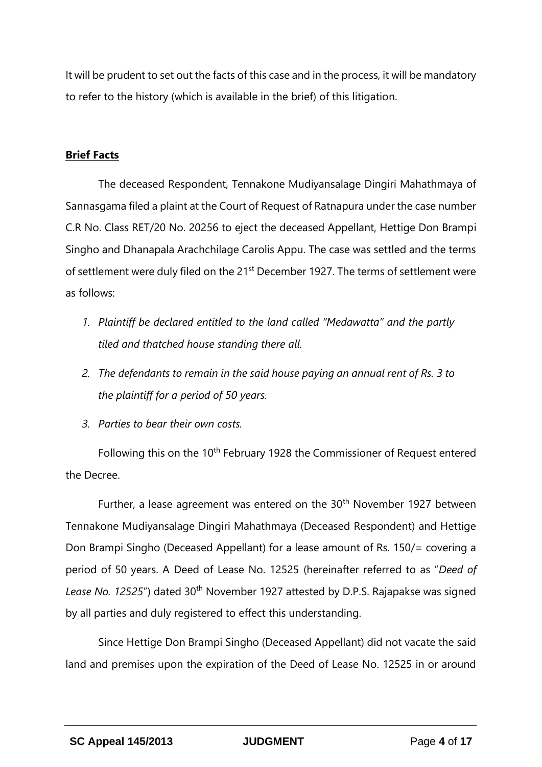It will be prudent to set out the facts of this case and in the process, it will be mandatory to refer to the history (which is available in the brief) of this litigation.

## Brief Facts

The deceased Respondent, Tennakone Mudiyansalage Dingiri Mahathmaya of Sannasgama filed a plaint at the Court of Request of Ratnapura under the case number C.R No. Class RET/20 No. 20256 to eject the deceased Appellant, Hettige Don Brampi Singho and Dhanapala Arachchilage Carolis Appu. The case was settled and the terms of settlement were duly filed on the 21st December 1927. The terms of settlement were as follows:

1. *Plaintiff be declared entitled to the land called "Medawatta" and the partly tiled and thatched house standing there all.*
2. *The defendants to remain in the said house paying an annual rent of Rs. 3 to the plaintiff for a period of 50 years.*
3. *Parties to bear their own costs.*

Following this on the 10th February 1928 the Commissioner of Request entered the Decree.

Further, a lease agreement was entered on the 30th November 1927 between Tennakone Mudiyansalage Dingiri Mahathmaya (Deceased Respondent) and Hettige Don Brampi Singho (Deceased Appellant) for a lease amount of Rs. 150/= covering a period of 50 years. A Deed of Lease No. 12525 (hereinafter referred to as "*Deed of Lease No. 12525*") dated 30th November 1927 attested by D.P.S. Rajapakse was signed by all parties and duly registered to effect this understanding.

Since Hettige Don Brampi Singho (Deceased Appellant) did not vacate the said land and premises upon the expiration of the Deed of Lease No. 12525 in or around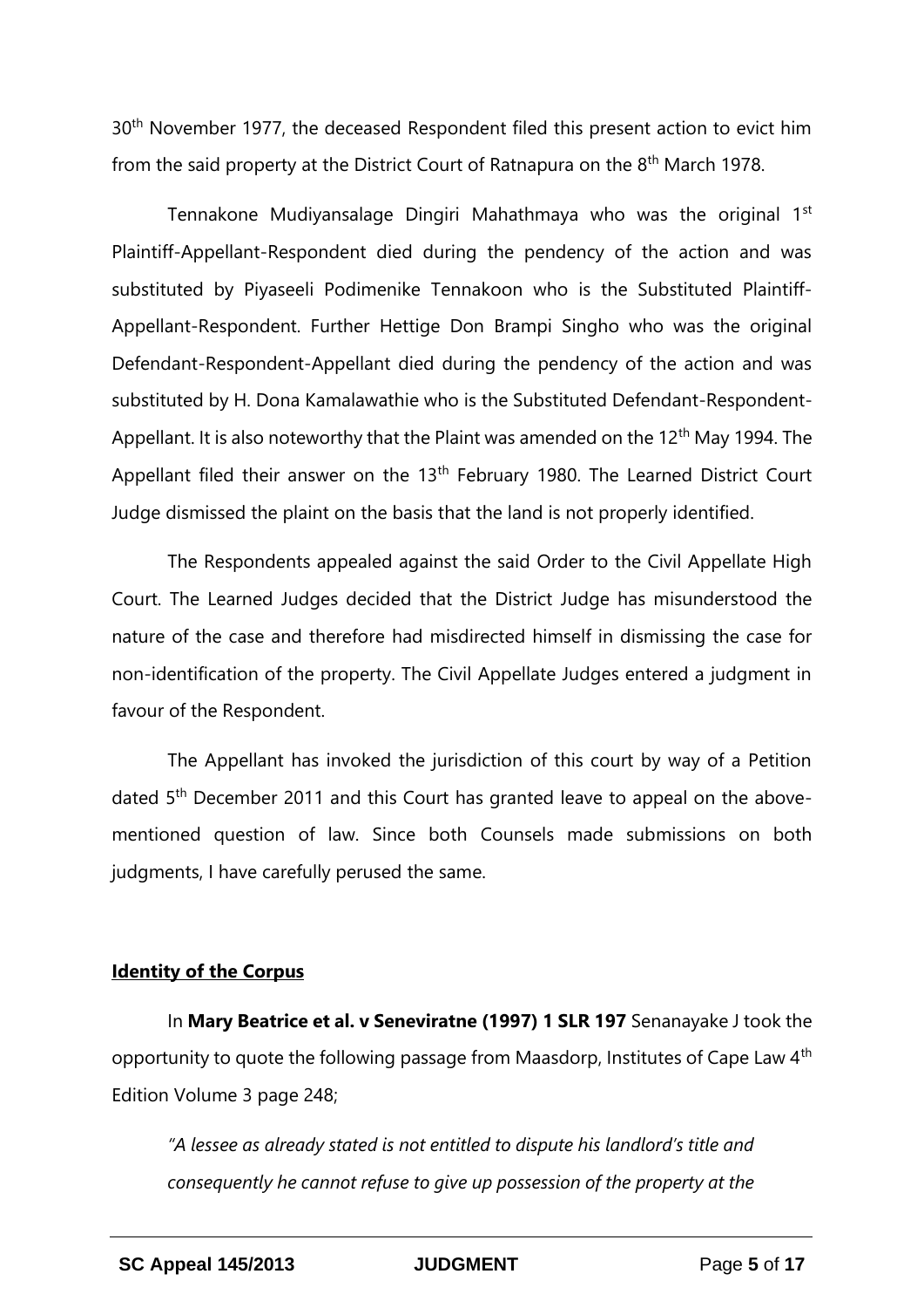30th November 1977, the deceased Respondent filed this present action to evict him from the said property at the District Court of Ratnapura on the 8th March 1978.

Tennakone Mudiyansalage Dingiri Mahathmaya who was the original 1st Plaintiff-Appellant-Respondent died during the pendency of the action and was substituted by Piyaseeli Podimenike Tennakoon who is the Substituted Plaintiff-Appellant-Respondent. Further Hettige Don Brampi Singho who was the original Defendant-Respondent-Appellant died during the pendency of the action and was substituted by H. Dona Kamalawathie who is the Substituted Defendant-Respondent-Appellant. It is also noteworthy that the Plaint was amended on the 12th May 1994. The Appellant filed their answer on the 13th February 1980. The Learned District Court Judge dismissed the plaint on the basis that the land is not properly identified.

The Respondents appealed against the said Order to the Civil Appellate High Court. The Learned Judges decided that the District Judge has misunderstood the nature of the case and therefore had misdirected himself in dismissing the case for non-identification of the property. The Civil Appellate Judges entered a judgment in favour of the Respondent.

The Appellant has invoked the jurisdiction of this court by way of a Petition dated 5th December 2011 and this Court has granted leave to appeal on the above-mentioned question of law. Since both Counsels made submissions on both judgments, I have carefully perused the same.

**Identity of the Corpus**

In **Mary Beatrice et al. v Seneviratne (1997) 1 SLR 197** Senanayake J took the opportunity to quote the following passage from Maasdorp, Institutes of Cape Law 4th Edition Volume 3 page 248;

*"A lessee as already stated is not entitled to dispute his landlord's title and consequently he cannot refuse to give up possession of the property at the*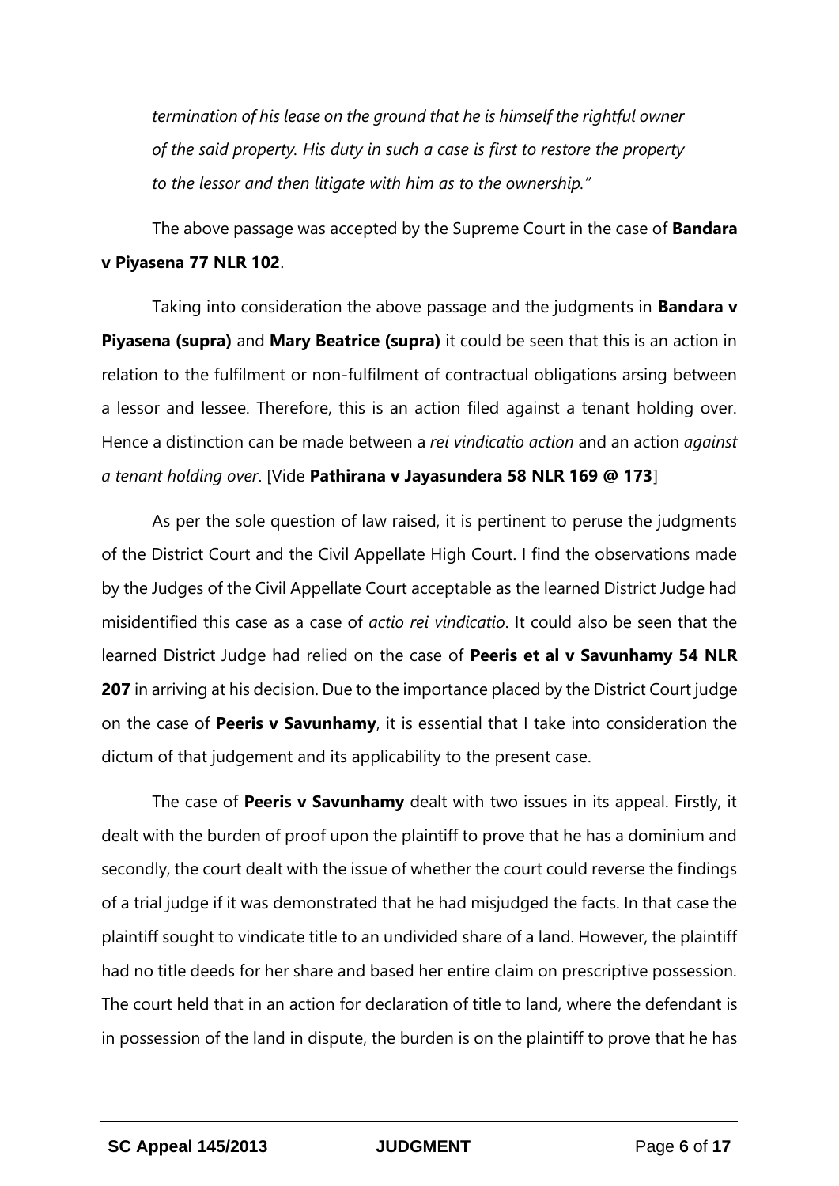*termination of his lease on the ground that he is himself the rightful owner of the said property. His duty in such a case is first to restore the property to the lessor and then litigate with him as to the ownership."*

The above passage was accepted by the Supreme Court in the case of **Bandara v Piyasena 77 NLR 102**.

Taking into consideration the above passage and the judgments in **Bandara v Piyasena (supra)** and **Mary Beatrice (supra)** it could be seen that this is an action in relation to the fulfilment or non-fulfilment of contractual obligations arsing between a lessor and lessee. Therefore, this is an action filed against a tenant holding over. Hence a distinction can be made between a *rei vindicatio action* and an action *against a tenant holding over*. [Vide **Pathirana v Jayasundera 58 NLR 169 @ 173**]

As per the sole question of law raised, it is pertinent to peruse the judgments of the District Court and the Civil Appellate High Court. I find the observations made by the Judges of the Civil Appellate Court acceptable as the learned District Judge had misidentified this case as a case of *actio rei vindicatio*. It could also be seen that the learned District Judge had relied on the case of **Peeris et al v Savunhamy 54 NLR 207** in arriving at his decision. Due to the importance placed by the District Court judge on the case of **Peeris v Savunhamy**, it is essential that I take into consideration the dictum of that judgement and its applicability to the present case.

The case of **Peeris v Savunhamy** dealt with two issues in its appeal. Firstly, it dealt with the burden of proof upon the plaintiff to prove that he has a dominium and secondly, the court dealt with the issue of whether the court could reverse the findings of a trial judge if it was demonstrated that he had misjudged the facts. In that case the plaintiff sought to vindicate title to an undivided share of a land. However, the plaintiff had no title deeds for her share and based her entire claim on prescriptive possession. The court held that in an action for declaration of title to land, where the defendant is in possession of the land in dispute, the burden is on the plaintiff to prove that he has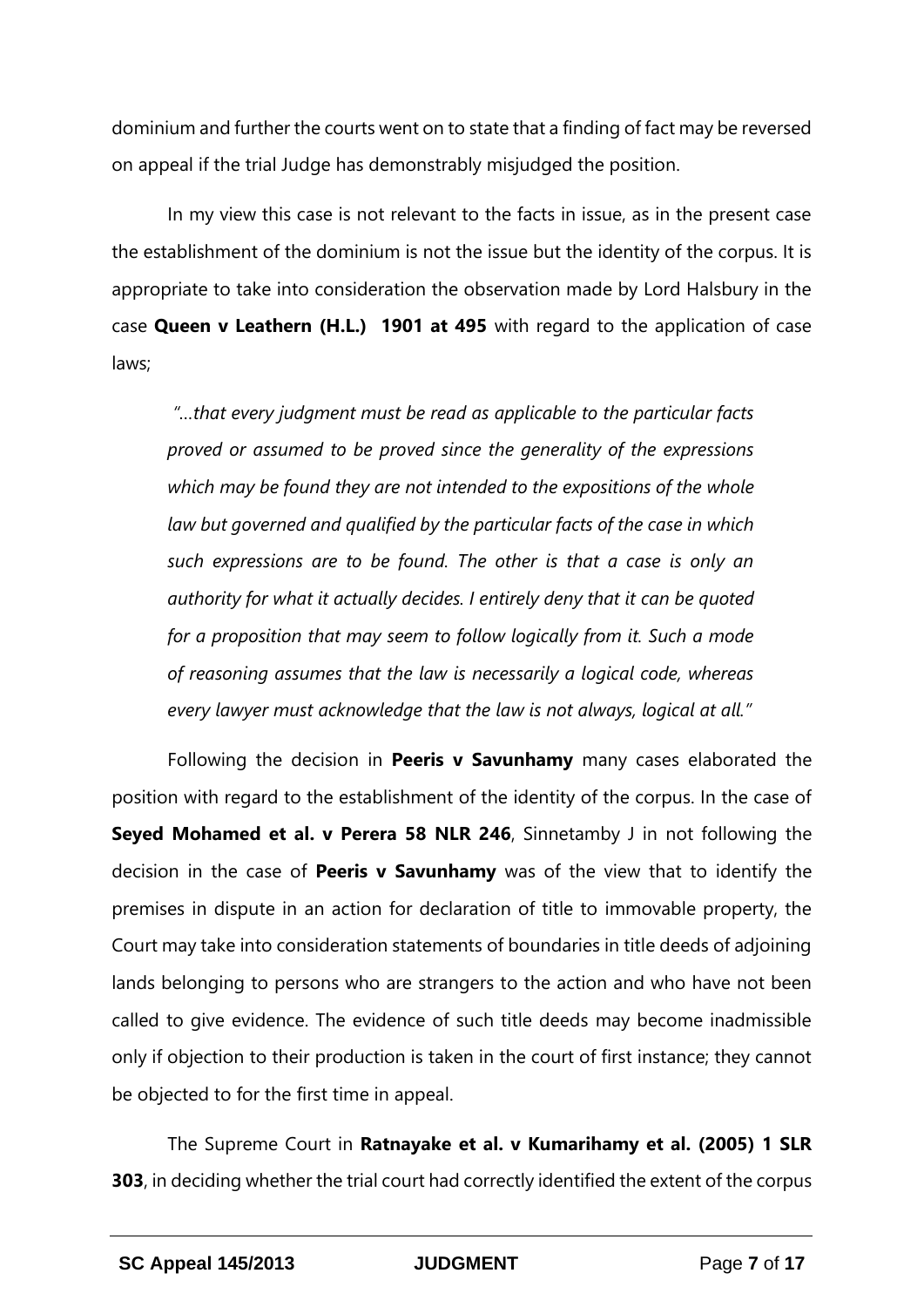dominium and further the courts went on to state that a finding of fact may be reversed on appeal if the trial Judge has demonstrably misjudged the position.

In my view this case is not relevant to the facts in issue, as in the present case the establishment of the dominium is not the issue but the identity of the corpus. It is appropriate to take into consideration the observation made by Lord Halsbury in the case **Queen v Leathern (H.L.) 1901 at 495** with regard to the application of case laws;

> *"…that every judgment must be read as applicable to the particular facts proved or assumed to be proved since the generality of the expressions which may be found they are not intended to the expositions of the whole law but governed and qualified by the particular facts of the case in which such expressions are to be found. The other is that a case is only an authority for what it actually decides. I entirely deny that it can be quoted for a proposition that may seem to follow logically from it. Such a mode of reasoning assumes that the law is necessarily a logical code, whereas every lawyer must acknowledge that the law is not always, logical at all."*

Following the decision in **Peeris v Savunhamy** many cases elaborated the position with regard to the establishment of the identity of the corpus. In the case of **Seyed Mohamed et al. v Perera 58 NLR 246**, Sinnetamby J in not following the decision in the case of **Peeris v Savunhamy** was of the view that to identify the premises in dispute in an action for declaration of title to immovable property, the Court may take into consideration statements of boundaries in title deeds of adjoining lands belonging to persons who are strangers to the action and who have not been called to give evidence. The evidence of such title deeds may become inadmissible only if objection to their production is taken in the court of first instance; they cannot be objected to for the first time in appeal.

The Supreme Court in **Ratnayake et al. v Kumarihamy et al. (2005) 1 SLR 303**, in deciding whether the trial court had correctly identified the extent of the corpus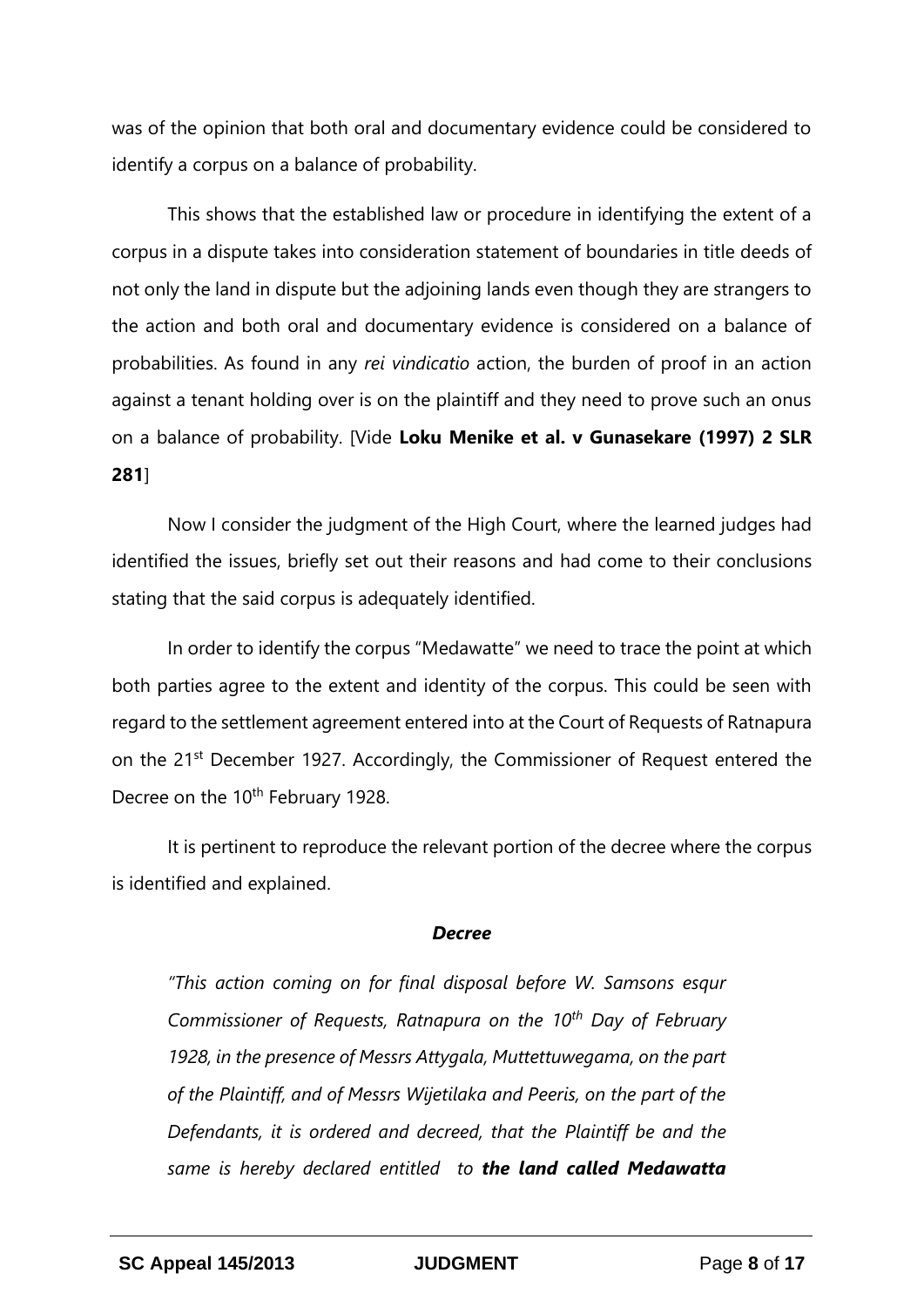was of the opinion that both oral and documentary evidence could be considered to identify a corpus on a balance of probability.

This shows that the established law or procedure in identifying the extent of a corpus in a dispute takes into consideration statement of boundaries in title deeds of not only the land in dispute but the adjoining lands even though they are strangers to the action and both oral and documentary evidence is considered on a balance of probabilities. As found in any *rei vindicatio* action, the burden of proof in an action against a tenant holding over is on the plaintiff and they need to prove such an onus on a balance of probability. [Vide **Loku Menike et al. v Gunasekare (1997) 2 SLR 281**]

Now I consider the judgment of the High Court, where the learned judges had identified the issues, briefly set out their reasons and had come to their conclusions stating that the said corpus is adequately identified.

In order to identify the corpus "Medawatte" we need to trace the point at which both parties agree to the extent and identity of the corpus. This could be seen with regard to the settlement agreement entered into at the Court of Requests of Ratnapura on the 21st December 1927. Accordingly, the Commissioner of Request entered the Decree on the 10th February 1928.

It is pertinent to reproduce the relevant portion of the decree where the corpus is identified and explained.

***Decree***

*"This action coming on for final disposal before W. Samsons esqur Commissioner of Requests, Ratnapura on the 10th Day of February 1928, in the presence of Messrs Attygala, Muttettuwegama, on the part of the Plaintiff, and of Messrs Wijetilaka and Peeris, on the part of the Defendants, it is ordered and decreed, that the Plaintiff be and the same is hereby declared entitled to* ***the land called Medawatta***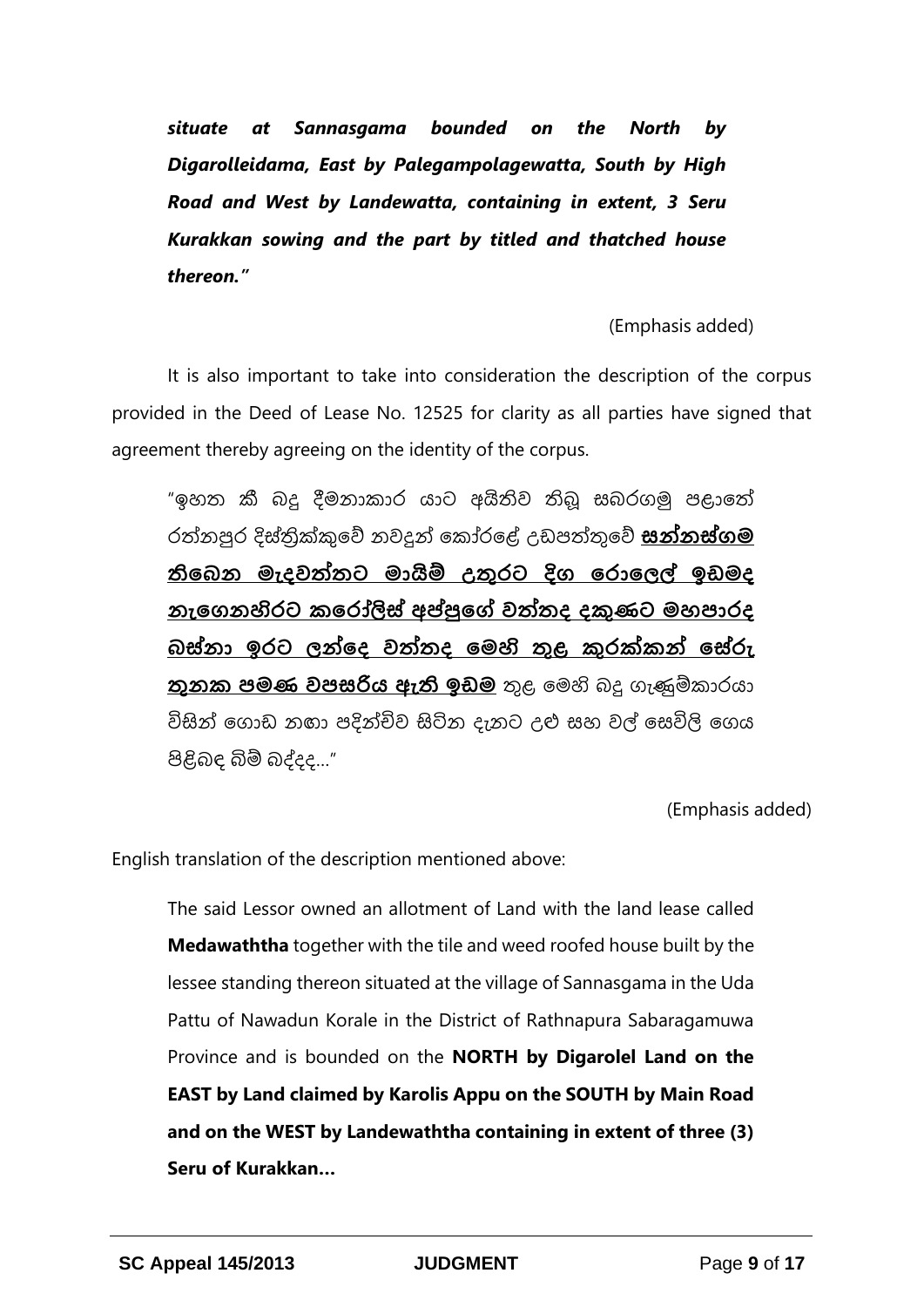***situate at Sannasgama bounded on the North by Digarolleidama, East by Palegampolagewatta, South by High Road and West by Landewatta, containing in extent, 3 Seru Kurakkan sowing and the part by titled and thatched house thereon."***

(Emphasis added)

It is also important to take into consideration the description of the corpus provided in the Deed of Lease No. 12525 for clarity as all parties have signed that agreement thereby agreeing on the identity of the corpus.

"ඉහත කී බදු දීමනාකාර යාට අයිතිව තිබූ සබරගමු පළාතේ රත්නපුර දිස්ත්‍රික්කුවේ නවදුන් කෝරළේ උඩපත්තුවේ **<u>සන්නස්ගම තිබෙන මැදවත්තට මායිම් උතුරට දිග රොලෙල් ඉඩමද නැගෙනහිරට කරෝලිස් අප්පුගේ වත්තද දකුණට මහපාරද බස්නා ඉරට ලන්දෙ වත්තද මෙහි තුළ කුරක්කන් සේරු තුනක පමණ වපසරිය ඇති ඉඩම</u>** තුළ මෙහි බදු ගැණුම්කාරයා විසින් ගොඩ නඟා පදින්චිව සිටින දැනට උළු සහ වල් සෙවිලි ගෙය පිළිබඳ බිම් බද්දද..."

(Emphasis added)

English translation of the description mentioned above:

The said Lessor owned an allotment of Land with the land lease called **Medawaththa** together with the tile and weed roofed house built by the lessee standing thereon situated at the village of Sannasgama in the Uda Pattu of Nawadun Korale in the District of Rathnapura Sabaragamuwa Province and is bounded on the **NORTH by Digarolel Land on the EAST by Land claimed by Karolis Appu on the SOUTH by Main Road and on the WEST by Landewaththa containing in extent of three (3) Seru of Kurakkan…**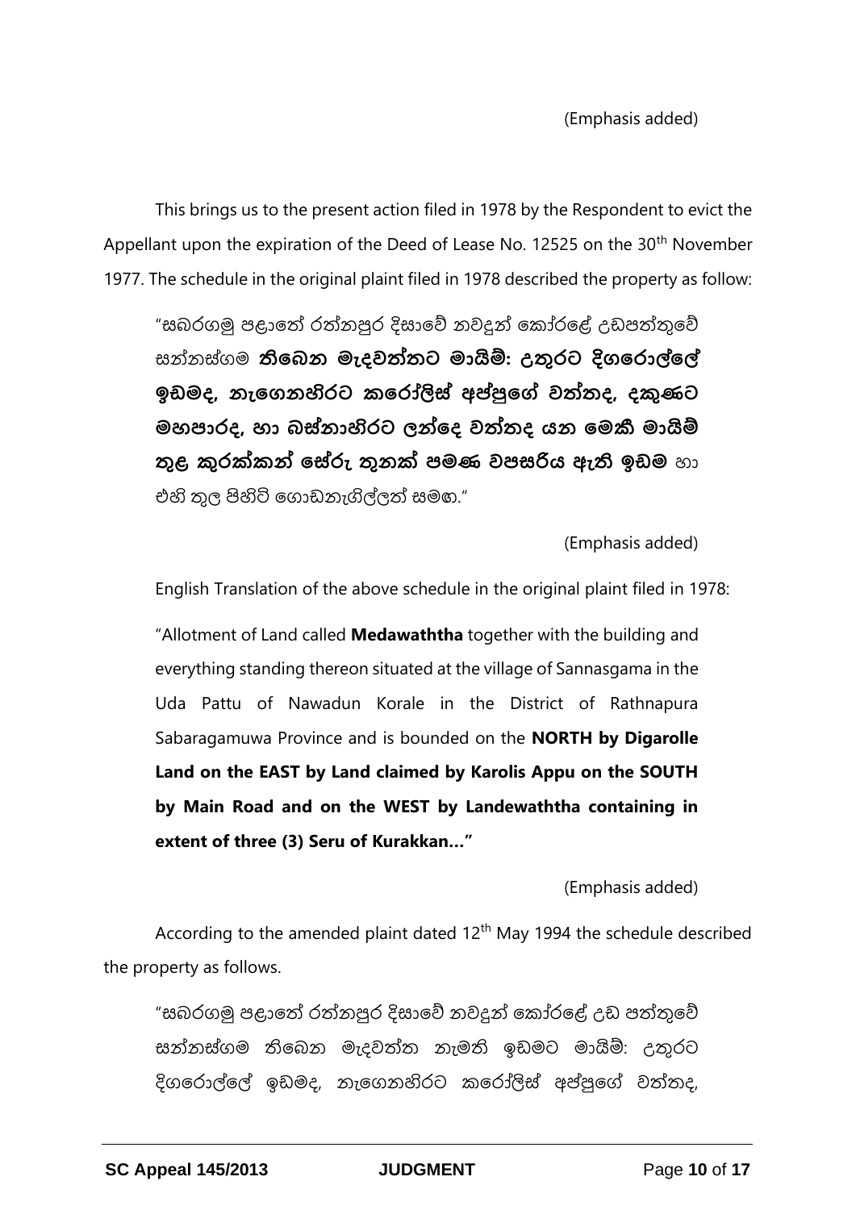(Emphasis added)

This brings us to the present action filed in 1978 by the Respondent to evict the Appellant upon the expiration of the Deed of Lease No. 12525 on the 30th November 1977. The schedule in the original plaint filed in 1978 described the property as follow:

> "සබරගමු පළාතේ රත්නපුර දිසාවේ නවදුන් කෝරළේ උඩපත්තුවේ සන්නස්ගම **තිබෙන මැදවත්තට මායිම්: උතුරට දිගරොල්ලේ ඉඩමද, නැගෙනහිරට කරෝලිස් අප්පුගේ වත්තද, දකුණට මහපාරද, හා බස්නාහිරට ලන්දෙ වත්තද යන මෙකී මායිම් තුළ කුරක්කන් සේරු තුනක් පමණ වපසරිය ඇති ඉඩම** හා එහි තුල පිහිටි ගොඩනැගිල්ලත් සමඟ."

(Emphasis added)

English Translation of the above schedule in the original plaint filed in 1978:

> "Allotment of Land called **Medawaththa** together with the building and everything standing thereon situated at the village of Sannasgama in the Uda Pattu of Nawadun Korale in the District of Rathnapura Sabaragamuwa Province and is bounded on the **NORTH by Digarolle Land on the EAST by Land claimed by Karolis Appu on the SOUTH by Main Road and on the WEST by Landewaththa containing in extent of three (3) Seru of Kurakkan…"**

(Emphasis added)

According to the amended plaint dated 12th May 1994 the schedule described the property as follows.

> "සබරගමු පළාතේ රත්නපුර දිසාවේ නවදුන් කෝරළේ උඩ පත්තුවේ සන්නස්ගම තිබෙන මැදවත්ත නැමති ඉඩමට මායිම්: උතුරට දිගරොල්ලේ ඉඩමද, නැගෙනහිරට කරෝලිස් අප්පුගේ වත්තද,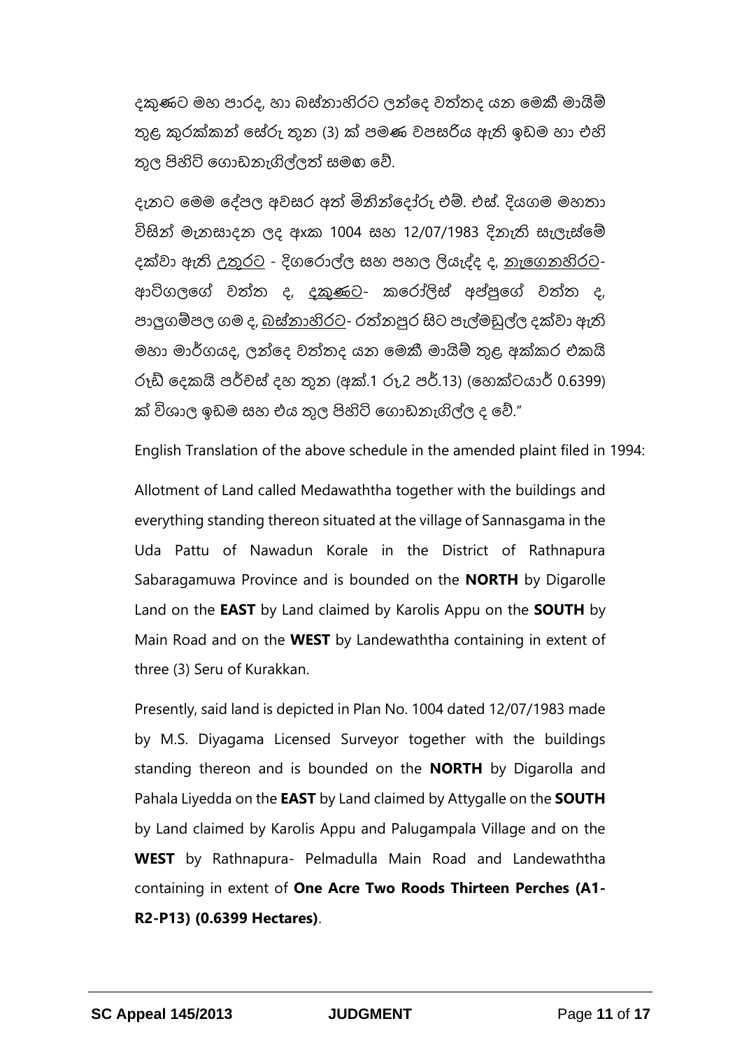දකුණට මහ පාරද, හා බස්නාහිරට ලන්දෙ වත්තද යන මෙකී මායිම් තුළ කුරක්කන් සේරු තුන (3) ක් පමණ වපසරිය ඇති ඉඩම හා එහි තුල පිහිටි ගොඩනැගිල්ලත් සමඟ වේ.

දැනට මෙම දේපල අවසර ලත් මිනින්දෝරු එම්. එස්. දියගම මහතා විසින් මැනසාදන ලද අංක 1004 සහ 12/07/1983 දිනැති සැලැස්මේ දක්වා ඇති <u>උතුරට</u> - දිගරොල්ල සහ පහල ලියැද්ද ද, <u>නැගෙනහිරට</u>- ආටිගලගේ වත්ත ද, <u>දකුණට</u>- කරෝලිස් අප්පුගේ වත්ත ද, පාලුගම්පල ගම ද, <u>බස්නාහිරට</u>- රත්නපුර සිට පැල්මඩුල්ල දක්වා ඇති මහා මාර්ගයද, ලන්දෙ වත්තද යන මෙකී මායිම් තුළ අක්කර එකයි රූඩ් දෙකයි පර්චස් දහ තුන (අක්.1 රූ.2 පර්.13) (හෙක්ටයාර් 0.6399) ක් විශාල ඉඩම සහ එය තුල පිහිටි ගොඩනැගිල්ල ද වේ."

English Translation of the above schedule in the amended plaint filed in 1994:

Allotment of Land called Medawaththa together with the buildings and everything standing thereon situated at the village of Sannasgama in the Uda Pattu of Nawadun Korale in the District of Rathnapura Sabaragamuwa Province and is bounded on the **NORTH** by Digarolle Land on the **EAST** by Land claimed by Karolis Appu on the **SOUTH** by Main Road and on the **WEST** by Landewaththa containing in extent of three (3) Seru of Kurakkan.

Presently, said land is depicted in Plan No. 1004 dated 12/07/1983 made by M.S. Diyagama Licensed Surveyor together with the buildings standing thereon and is bounded on the **NORTH** by Digarolla and Pahala Liyedda on the **EAST** by Land claimed by Attygalle on the **SOUTH** by Land claimed by Karolis Appu and Palugampala Village and on the **WEST** by Rathnapura- Pelmadulla Main Road and Landewaththa containing in extent of **One Acre Two Roods Thirteen Perches (A1-R2-P13) (0.6399 Hectares)**.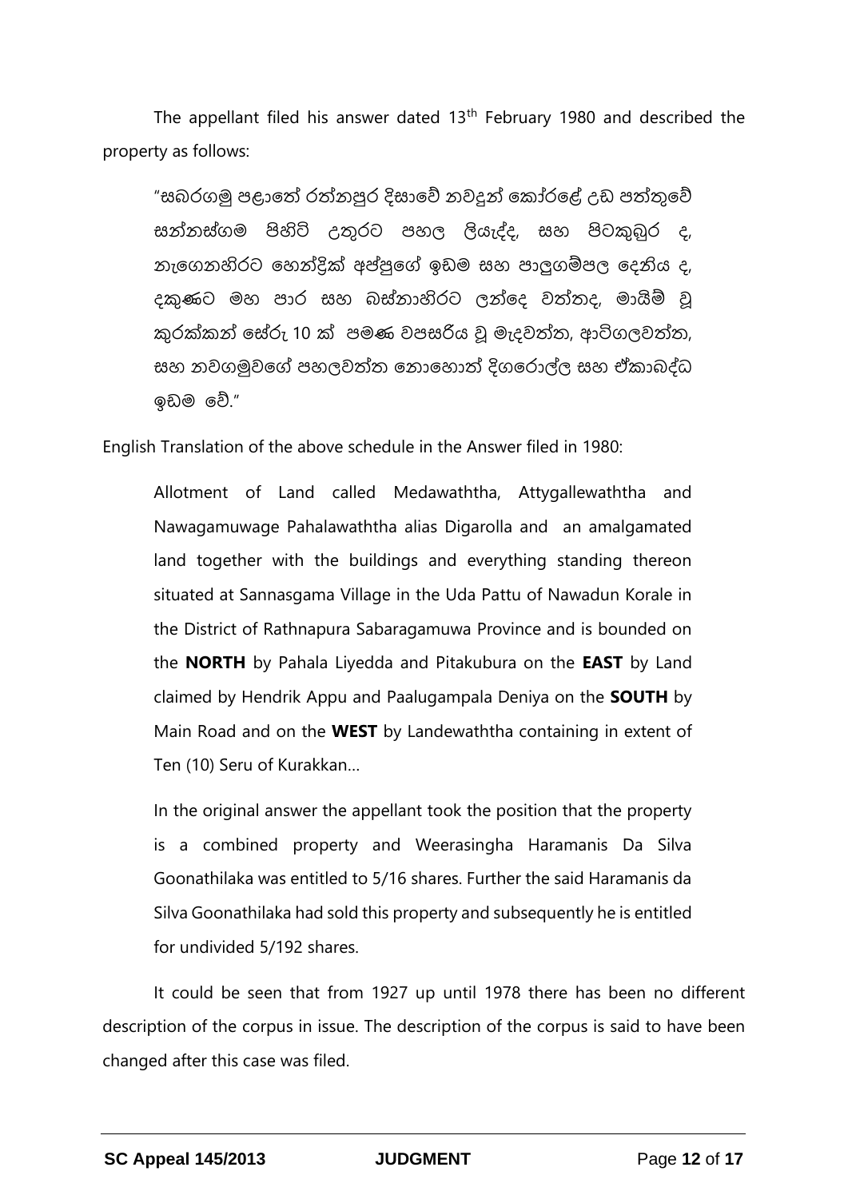The appellant filed his answer dated 13th February 1980 and described the property as follows:

> "සබරගමු පළාතේ රත්නපුර දිසාවේ නවදුන් කෝරළේ උඩ පත්තුවේ සන්නස්ගම පිහිටි උතුරට පහල ලියැද්ද, සහ පිටකුබුර ද, නැගෙනහිරට හෙන්ද්‍රික් අප්පුගේ ඉඩම සහ පාලුගම්පල දෙනිය ද, දකුණට මහ පාර සහ බස්නාහිරට ලන්දෙ වත්තද, මායිම් වූ කුරක්කන් සේරු 10 ක් පමණ වපසරිය වූ මැදවත්ත, ආටිගලවත්ත, සහ නවගමුවගේ පහලවත්ත නොහොත් දිගරොල්ල සහ ඒකාබද්ධ ඉඩම වේ."

English Translation of the above schedule in the Answer filed in 1980:

> Allotment of Land called Medawaththa, Attygallewaththa and Nawagamuwage Pahalawaththa alias Digarolla and an amalgamated land together with the buildings and everything standing thereon situated at Sannasgama Village in the Uda Pattu of Nawadun Korale in the District of Rathnapura Sabaragamuwa Province and is bounded on the **NORTH** by Pahala Liyedda and Pitakubura on the **EAST** by Land claimed by Hendrik Appu and Paalugampala Deniya on the **SOUTH** by Main Road and on the **WEST** by Landewaththa containing in extent of Ten (10) Seru of Kurakkan…
>
> In the original answer the appellant took the position that the property is a combined property and Weerasingha Haramanis Da Silva Goonathilaka was entitled to 5/16 shares. Further the said Haramanis da Silva Goonathilaka had sold this property and subsequently he is entitled for undivided 5/192 shares.

It could be seen that from 1927 up until 1978 there has been no different description of the corpus in issue. The description of the corpus is said to have been changed after this case was filed.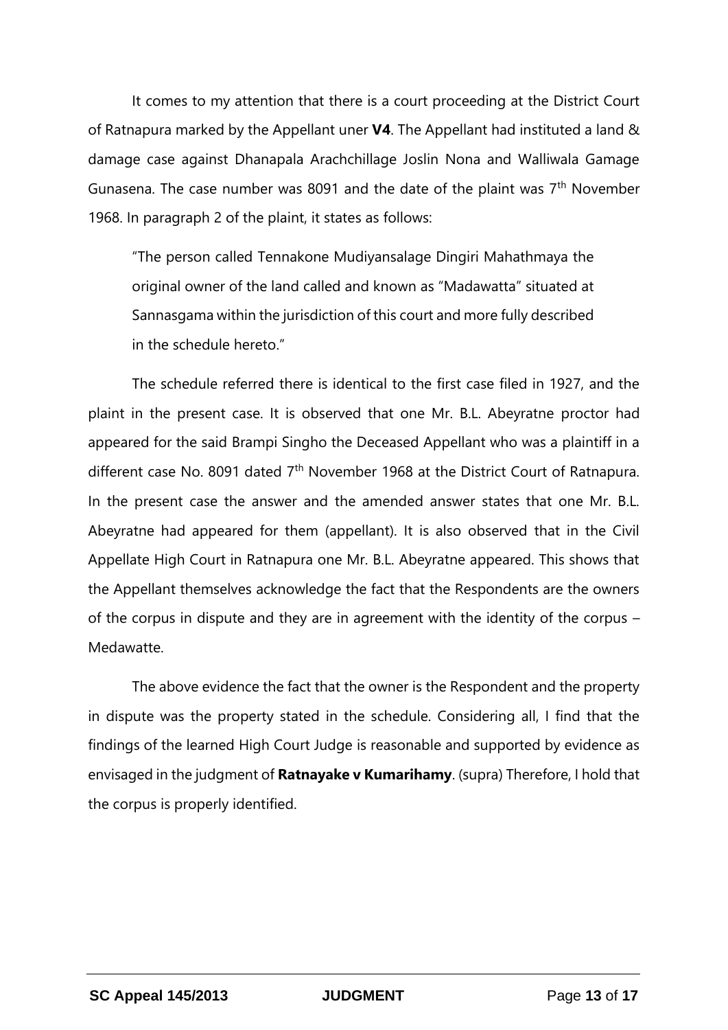It comes to my attention that there is a court proceeding at the District Court of Ratnapura marked by the Appellant uner **V4**. The Appellant had instituted a land & damage case against Dhanapala Arachchillage Joslin Nona and Walliwala Gamage Gunasena. The case number was 8091 and the date of the plaint was 7th November 1968. In paragraph 2 of the plaint, it states as follows:

> "The person called Tennakone Mudiyansalage Dingiri Mahathmaya the original owner of the land called and known as "Madawatta" situated at Sannasgama within the jurisdiction of this court and more fully described in the schedule hereto."

The schedule referred there is identical to the first case filed in 1927, and the plaint in the present case. It is observed that one Mr. B.L. Abeyratne proctor had appeared for the said Brampi Singho the Deceased Appellant who was a plaintiff in a different case No. 8091 dated 7th November 1968 at the District Court of Ratnapura. In the present case the answer and the amended answer states that one Mr. B.L. Abeyratne had appeared for them (appellant). It is also observed that in the Civil Appellate High Court in Ratnapura one Mr. B.L. Abeyratne appeared. This shows that the Appellant themselves acknowledge the fact that the Respondents are the owners of the corpus in dispute and they are in agreement with the identity of the corpus – Medawatte.

The above evidence the fact that the owner is the Respondent and the property in dispute was the property stated in the schedule. Considering all, I find that the findings of the learned High Court Judge is reasonable and supported by evidence as envisaged in the judgment of **Ratnayake v Kumarihamy**. (supra) Therefore, I hold that the corpus is properly identified.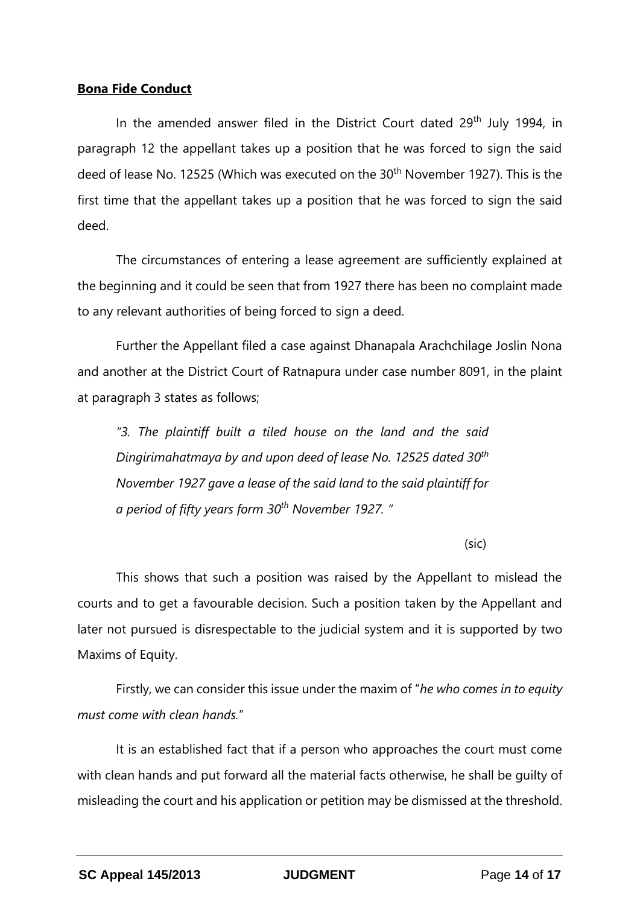**Bona Fide Conduct**

In the amended answer filed in the District Court dated 29th July 1994, in paragraph 12 the appellant takes up a position that he was forced to sign the said deed of lease No. 12525 (Which was executed on the 30th November 1927). This is the first time that the appellant takes up a position that he was forced to sign the said deed.

The circumstances of entering a lease agreement are sufficiently explained at the beginning and it could be seen that from 1927 there has been no complaint made to any relevant authorities of being forced to sign a deed.

Further the Appellant filed a case against Dhanapala Arachchilage Joslin Nona and another at the District Court of Ratnapura under case number 8091, in the plaint at paragraph 3 states as follows;

> *"3. The plaintiff built a tiled house on the land and the said Dingirimahatmaya by and upon deed of lease No. 12525 dated 30th November 1927 gave a lease of the said land to the said plaintiff for a period of fifty years form 30th November 1927. "*
>
> (sic)

This shows that such a position was raised by the Appellant to mislead the courts and to get a favourable decision. Such a position taken by the Appellant and later not pursued is disrespectable to the judicial system and it is supported by two Maxims of Equity.

Firstly, we can consider this issue under the maxim of "*he who comes in to equity must come with clean hands.*"

It is an established fact that if a person who approaches the court must come with clean hands and put forward all the material facts otherwise, he shall be guilty of misleading the court and his application or petition may be dismissed at the threshold.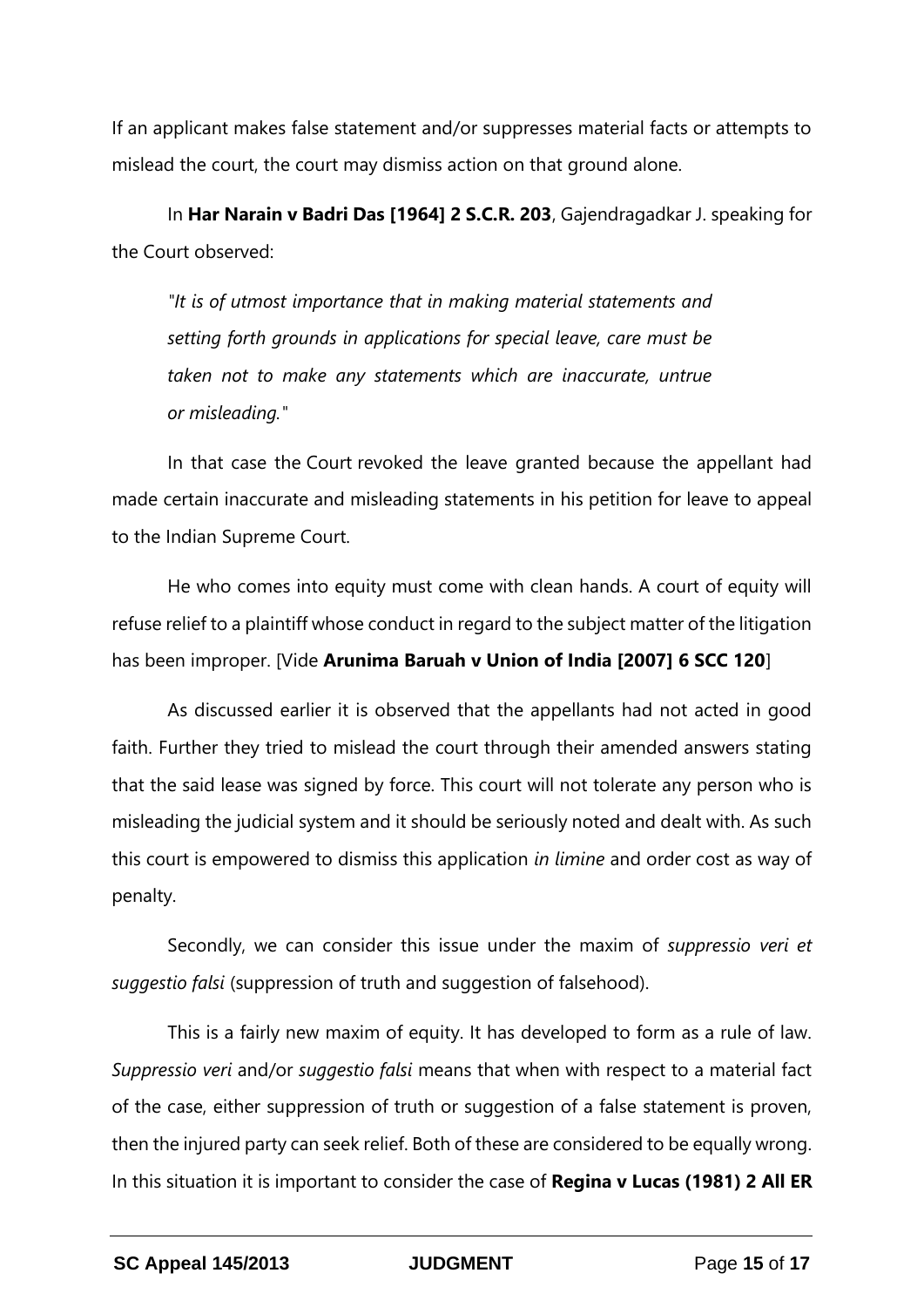If an applicant makes false statement and/or suppresses material facts or attempts to mislead the court, the court may dismiss action on that ground alone.

In **Har Narain v Badri Das [1964] 2 S.C.R. 203**, Gajendragadkar J. speaking for the Court observed:

> *"It is of utmost importance that in making material statements and setting forth grounds in applications for special leave, care must be taken not to make any statements which are inaccurate, untrue or misleading."*

In that case the Court revoked the leave granted because the appellant had made certain inaccurate and misleading statements in his petition for leave to appeal to the Indian Supreme Court.

He who comes into equity must come with clean hands. A court of equity will refuse relief to a plaintiff whose conduct in regard to the subject matter of the litigation has been improper. [Vide **Arunima Baruah v Union of India [2007] 6 SCC 120**]

As discussed earlier it is observed that the appellants had not acted in good faith. Further they tried to mislead the court through their amended answers stating that the said lease was signed by force. This court will not tolerate any person who is misleading the judicial system and it should be seriously noted and dealt with. As such this court is empowered to dismiss this application *in limine* and order cost as way of penalty.

Secondly, we can consider this issue under the maxim of *suppressio veri et suggestio falsi* (suppression of truth and suggestion of falsehood).

This is a fairly new maxim of equity. It has developed to form as a rule of law. *Suppressio veri* and/or *suggestio falsi* means that when with respect to a material fact of the case, either suppression of truth or suggestion of a false statement is proven, then the injured party can seek relief. Both of these are considered to be equally wrong. In this situation it is important to consider the case of **Regina v Lucas (1981) 2 All ER**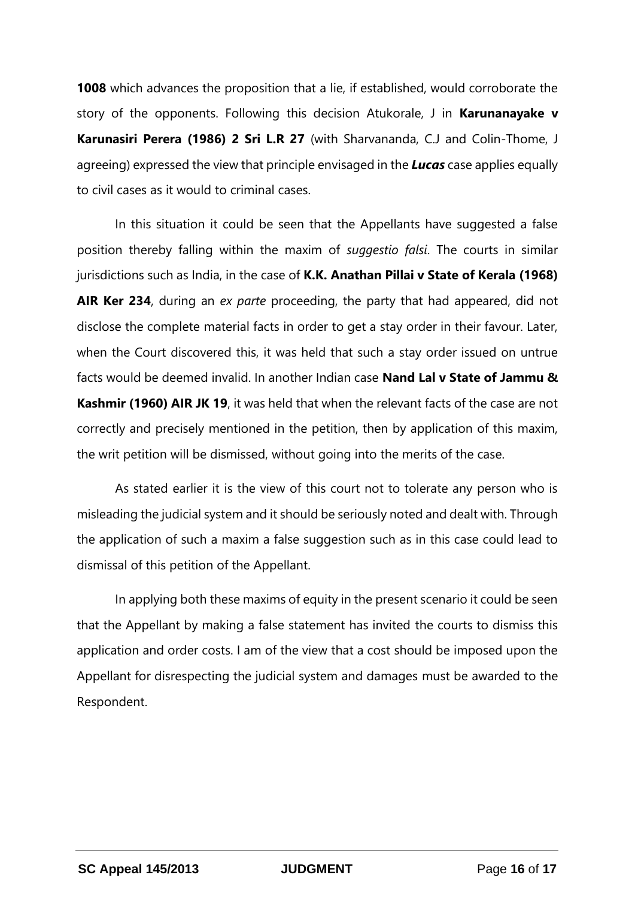**1008** which advances the proposition that a lie, if established, would corroborate the story of the opponents. Following this decision Atukorale, J in **Karunanayake v Karunasiri Perera (1986) 2 Sri L.R 27** (with Sharvananda, C.J and Colin-Thome, J agreeing) expressed the view that principle envisaged in the ***Lucas*** case applies equally to civil cases as it would to criminal cases.

In this situation it could be seen that the Appellants have suggested a false position thereby falling within the maxim of *suggestio falsi*. The courts in similar jurisdictions such as India, in the case of **K.K. Anathan Pillai v State of Kerala (1968) AIR Ker 234**, during an *ex parte* proceeding, the party that had appeared, did not disclose the complete material facts in order to get a stay order in their favour. Later, when the Court discovered this, it was held that such a stay order issued on untrue facts would be deemed invalid. In another Indian case **Nand Lal v State of Jammu & Kashmir (1960) AIR JK 19**, it was held that when the relevant facts of the case are not correctly and precisely mentioned in the petition, then by application of this maxim, the writ petition will be dismissed, without going into the merits of the case.

As stated earlier it is the view of this court not to tolerate any person who is misleading the judicial system and it should be seriously noted and dealt with. Through the application of such a maxim a false suggestion such as in this case could lead to dismissal of this petition of the Appellant.

In applying both these maxims of equity in the present scenario it could be seen that the Appellant by making a false statement has invited the courts to dismiss this application and order costs. I am of the view that a cost should be imposed upon the Appellant for disrespecting the judicial system and damages must be awarded to the Respondent.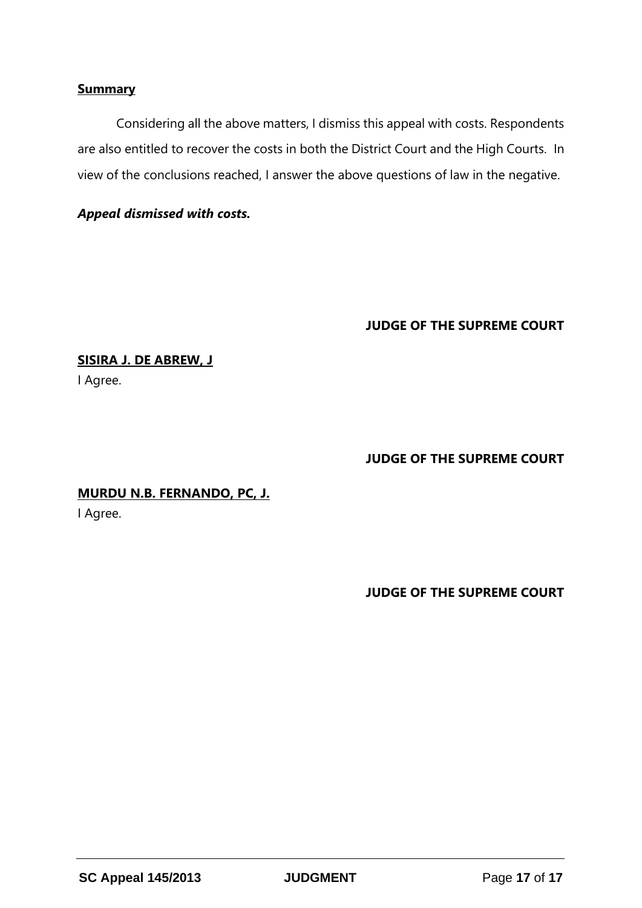**Summary**

Considering all the above matters, I dismiss this appeal with costs. Respondents are also entitled to recover the costs in both the District Court and the High Courts. In view of the conclusions reached, I answer the above questions of law in the negative.

***Appeal dismissed with costs.***

**JUDGE OF THE SUPREME COURT**

**SISIRA J. DE ABREW, J**

I Agree.

**JUDGE OF THE SUPREME COURT**

**MURDU N.B. FERNANDO, PC, J.**

I Agree.

**JUDGE OF THE SUPREME COURT**